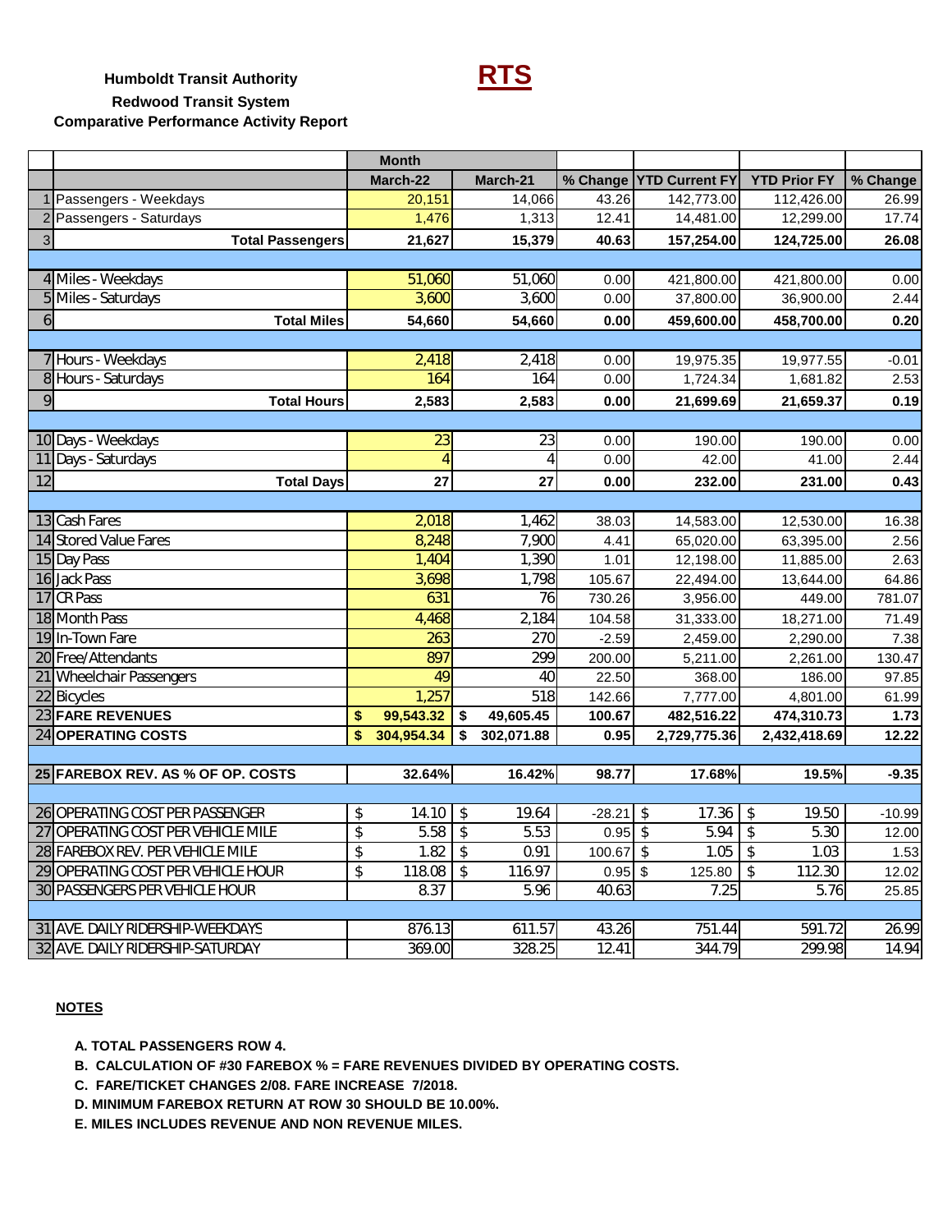**Humboldt Transit Authority**

# RTS

**Redwood Transit System**

**Comparative Performance Activity Report**

| | | Month | | | | | |
|---|---|---|---|---|---|---|---|
| | | March-22 | March-21 | % Change | YTD Current FY | YTD Prior FY | % Change |
| 1 | Passengers - Weekdays | 20,151 | 14,066 | 43.26 | 142,773.00 | 112,426.00 | 26.99 |
| 2 | Passengers - Saturdays | 1,476 | 1,313 | 12.41 | 14,481.00 | 12,299.00 | 17.74 |
| 3 | **Total Passengers** | **21,627** | **15,379** | **40.63** | **157,254.00** | **124,725.00** | **26.08** |
| | | | | | | | |
| 4 | Miles - Weekdays | 51,060 | 51,060 | 0.00 | 421,800.00 | 421,800.00 | 0.00 |
| 5 | Miles - Saturdays | 3,600 | 3,600 | 0.00 | 37,800.00 | 36,900.00 | 2.44 |
| 6 | **Total Miles** | **54,660** | **54,660** | **0.00** | **459,600.00** | **458,700.00** | **0.20** |
| | | | | | | | |
| 7 | Hours - Weekdays | 2,418 | 2,418 | 0.00 | 19,975.35 | 19,977.55 | -0.01 |
| 8 | Hours - Saturdays | 164 | 164 | 0.00 | 1,724.34 | 1,681.82 | 2.53 |
| 9 | **Total Hours** | **2,583** | **2,583** | **0.00** | **21,699.69** | **21,659.37** | **0.19** |
| | | | | | | | |
| 10 | Days - Weekdays | 23 | 23 | 0.00 | 190.00 | 190.00 | 0.00 |
| 11 | Days - Saturdays | 4 | 4 | 0.00 | 42.00 | 41.00 | 2.44 |
| 12 | **Total Days** | **27** | **27** | **0.00** | **232.00** | **231.00** | **0.43** |
| | | | | | | | |
| 13 | Cash Fares | 2,018 | 1,462 | 38.03 | 14,583.00 | 12,530.00 | 16.38 |
| 14 | Stored Value Fares | 8,248 | 7,900 | 4.41 | 65,020.00 | 63,395.00 | 2.56 |
| 15 | Day Pass | 1,404 | 1,390 | 1.01 | 12,198.00 | 11,885.00 | 2.63 |
| 16 | Jack Pass | 3,698 | 1,798 | 105.67 | 22,494.00 | 13,644.00 | 64.86 |
| 17 | CR Pass | 631 | 76 | 730.26 | 3,956.00 | 449.00 | 781.07 |
| 18 | Month Pass | 4,468 | 2,184 | 104.58 | 31,333.00 | 18,271.00 | 71.49 |
| 19 | In-Town Fare | 263 | 270 | -2.59 | 2,459.00 | 2,290.00 | 7.38 |
| 20 | Free/Attendants | 897 | 299 | 200.00 | 5,211.00 | 2,261.00 | 130.47 |
| 21 | Wheelchair Passengers | 49 | 40 | 22.50 | 368.00 | 186.00 | 97.85 |
| 22 | Bicycles | 1,257 | 518 | 142.66 | 7,777.00 | 4,801.00 | 61.99 |
| 23 | **FARE REVENUES** | **$ 99,543.32** | **$ 49,605.45** | **100.67** | **482,516.22** | **474,310.73** | **1.73** |
| 24 | **OPERATING COSTS** | **$ 304,954.34** | **$ 302,071.88** | **0.95** | **2,729,775.36** | **2,432,418.69** | **12.22** |
| | | | | | | | |
| 25 | **FAREBOX REV. AS % OF OP. COSTS** | **32.64%** | **16.42%** | **98.77** | **17.68%** | **19.5%** | **-9.35** |
| | | | | | | | |
| 26 | OPERATING COST PER PASSENGER | $ 14.10 | $ 19.64 | -28.21 | $ 17.36 | $ 19.50 | -10.99 |
| 27 | OPERATING COST PER VEHICLE MILE | $ 5.58 | $ 5.53 | 0.95 | $ 5.94 | $ 5.30 | 12.00 |
| 28 | FAREBOX REV. PER VEHICLE MILE | $ 1.82 | $ 0.91 | 100.67 | $ 1.05 | $ 1.03 | 1.53 |
| 29 | OPERATING COST PER VEHICLE HOUR | $ 118.08 | $ 116.97 | 0.95 | $ 125.80 | $ 112.30 | 12.02 |
| 30 | PASSENGERS PER VEHICLE HOUR | 8.37 | 5.96 | 40.63 | 7.25 | 5.76 | 25.85 |
| | | | | | | | |
| 31 | AVE. DAILY RIDERSHIP-WEEKDAYS | 876.13 | 611.57 | 43.26 | 751.44 | 591.72 | 26.99 |
| 32 | AVE. DAILY RIDERSHIP-SATURDAY | 369.00 | 328.25 | 12.41 | 344.79 | 299.98 | 14.94 |

**NOTES**

**A. TOTAL PASSENGERS ROW 4.**

**B. CALCULATION OF #30 FAREBOX % = FARE REVENUES DIVIDED BY OPERATING COSTS.**

**C. FARE/TICKET CHANGES 2/08. FARE INCREASE 7/2018.**

**D. MINIMUM FAREBOX RETURN AT ROW 30 SHOULD BE 10.00%.**

**E. MILES INCLUDES REVENUE AND NON REVENUE MILES.**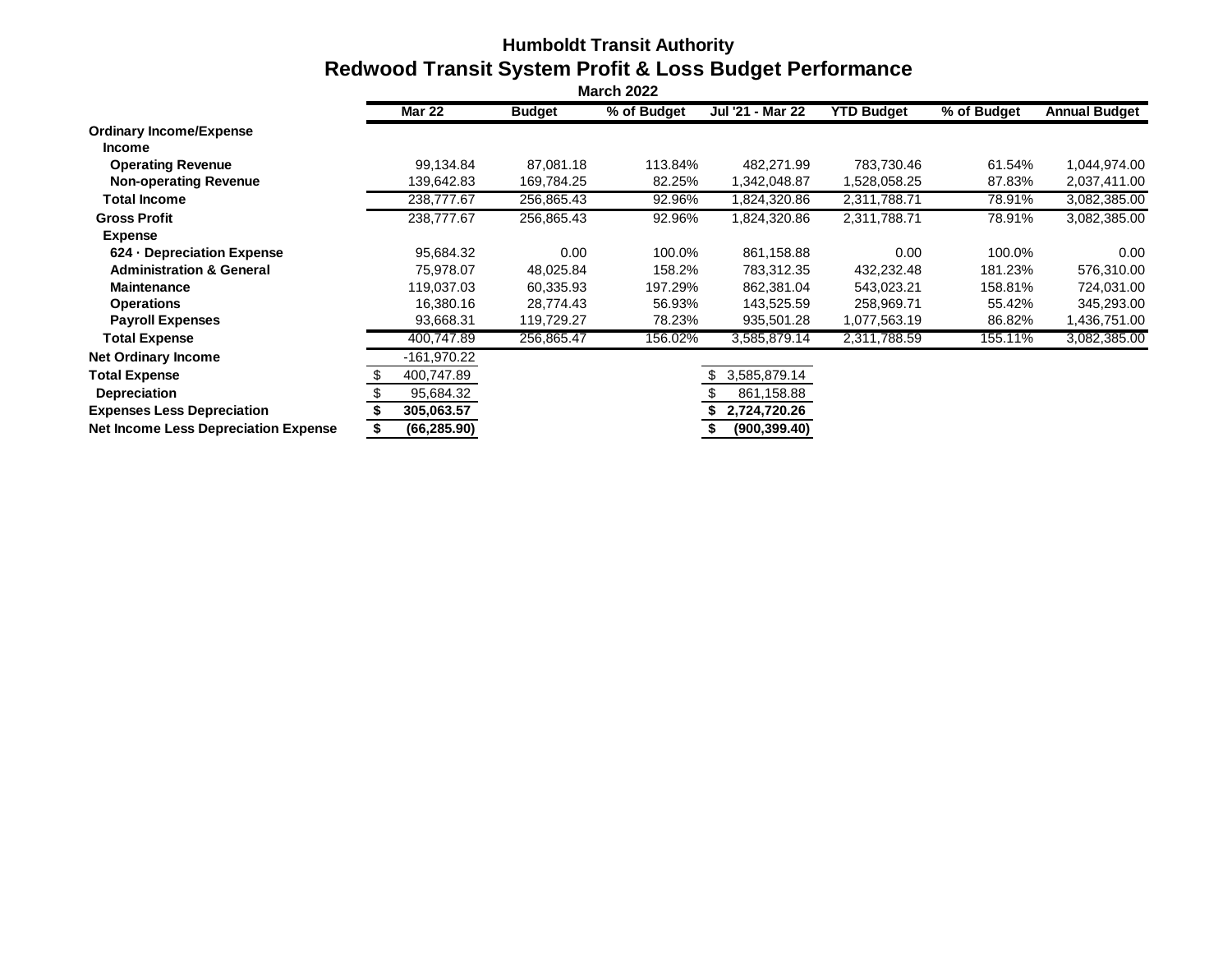# Humboldt Transit Authority

## Redwood Transit System Profit & Loss Budget Performance

### March 2022

| | Mar 22 | Budget | % of Budget | Jul '21 - Mar 22 | YTD Budget | % of Budget | Annual Budget |
|---|---|---|---|---|---|---|---|
| **Ordinary Income/Expense** | | | | | | | |
| **Income** | | | | | | | |
| **Operating Revenue** | 99,134.84 | 87,081.18 | 113.84% | 482,271.99 | 783,730.46 | 61.54% | 1,044,974.00 |
| **Non-operating Revenue** | 139,642.83 | 169,784.25 | 82.25% | 1,342,048.87 | 1,528,058.25 | 87.83% | 2,037,411.00 |
| **Total Income** | 238,777.67 | 256,865.43 | 92.96% | 1,824,320.86 | 2,311,788.71 | 78.91% | 3,082,385.00 |
| **Gross Profit** | 238,777.67 | 256,865.43 | 92.96% | 1,824,320.86 | 2,311,788.71 | 78.91% | 3,082,385.00 |
| **Expense** | | | | | | | |
| **624 · Depreciation Expense** | 95,684.32 | 0.00 | 100.0% | 861,158.88 | 0.00 | 100.0% | 0.00 |
| **Administration & General** | 75,978.07 | 48,025.84 | 158.2% | 783,312.35 | 432,232.48 | 181.23% | 576,310.00 |
| **Maintenance** | 119,037.03 | 60,335.93 | 197.29% | 862,381.04 | 543,023.21 | 158.81% | 724,031.00 |
| **Operations** | 16,380.16 | 28,774.43 | 56.93% | 143,525.59 | 258,969.71 | 55.42% | 345,293.00 |
| **Payroll Expenses** | 93,668.31 | 119,729.27 | 78.23% | 935,501.28 | 1,077,563.19 | 86.82% | 1,436,751.00 |
| **Total Expense** | 400,747.89 | 256,865.47 | 156.02% | 3,585,879.14 | 2,311,788.59 | 155.11% | 3,082,385.00 |
| **Net Ordinary Income** | -161,970.22 | | | | | | |
| **Total Expense** | $ 400,747.89 | | | $ 3,585,879.14 | | | |
| **Depreciation** | $ 95,684.32 | | | $ 861,158.88 | | | |
| **Expenses Less Depreciation** | **$ 305,063.57** | | | **$ 2,724,720.26** | | | |
| **Net Income Less Depreciation Expense** | **$ (66,285.90)** | | | **$ (900,399.40)** | | | |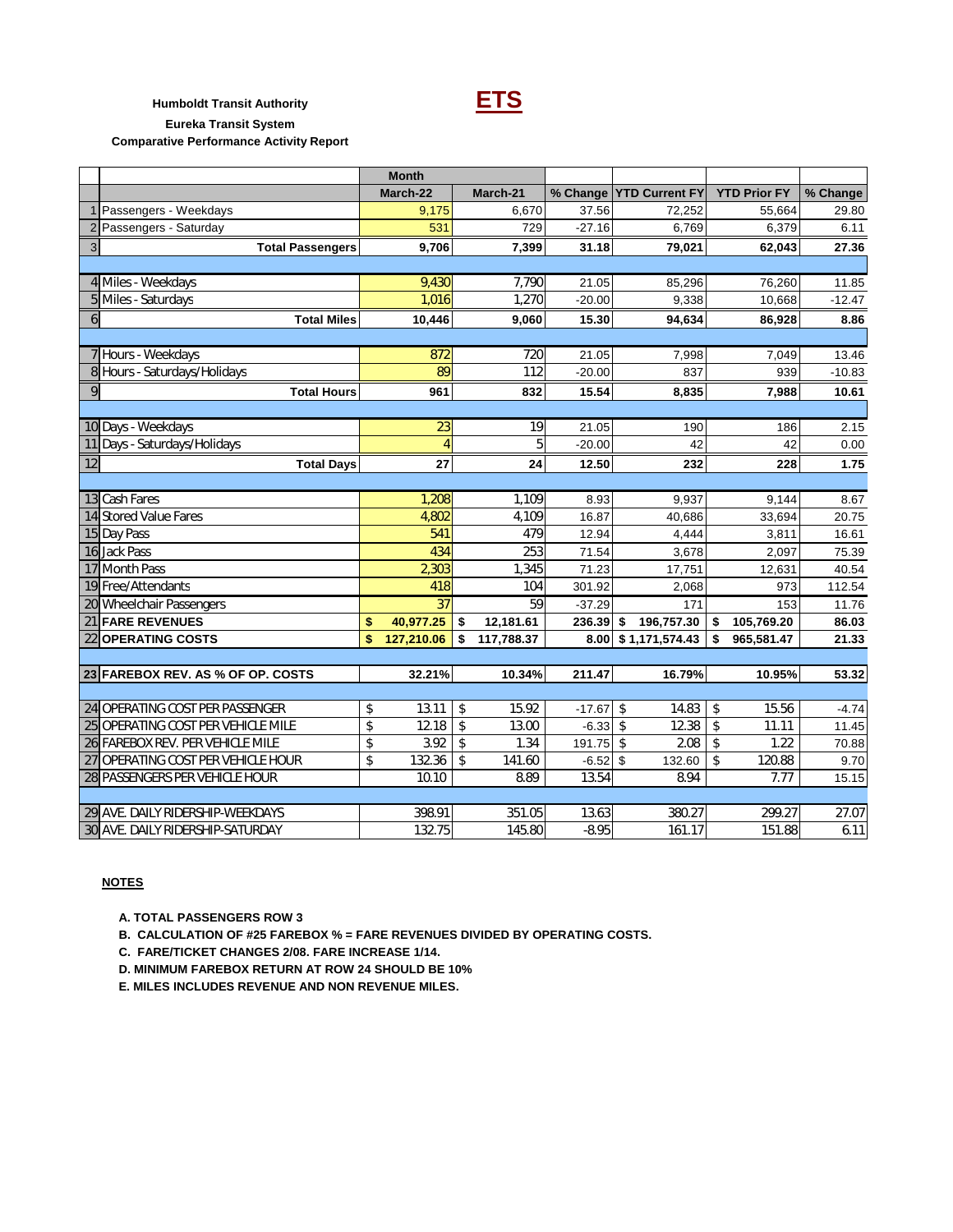Humboldt Transit Authority

# ETS

**Eureka Transit System**

**Comparative Performance Activity Report**

| | | Month | | | | | |
|---|---|---|---|---|---|---|---|
| | | March-22 | March-21 | % Change | YTD Current FY | YTD Prior FY | % Change |
| 1 | Passengers - Weekdays | 9,175 | 6,670 | 37.56 | 72,252 | 55,664 | 29.80 |
| 2 | Passengers - Saturday | 531 | 729 | -27.16 | 6,769 | 6,379 | 6.11 |
| 3 | **Total Passengers** | **9,706** | **7,399** | **31.18** | **79,021** | **62,043** | **27.36** |
| | | | | | | | |
| 4 | Miles - Weekdays | 9,430 | 7,790 | 21.05 | 85,296 | 76,260 | 11.85 |
| 5 | Miles - Saturdays | 1,016 | 1,270 | -20.00 | 9,338 | 10,668 | -12.47 |
| 6 | **Total Miles** | **10,446** | **9,060** | **15.30** | **94,634** | **86,928** | **8.86** |
| | | | | | | | |
| 7 | Hours - Weekdays | 872 | 720 | 21.05 | 7,998 | 7,049 | 13.46 |
| 8 | Hours - Saturdays/Holidays | 89 | 112 | -20.00 | 837 | 939 | -10.83 |
| 9 | **Total Hours** | **961** | **832** | **15.54** | **8,835** | **7,988** | **10.61** |
| | | | | | | | |
| 10 | Days - Weekdays | 23 | 19 | 21.05 | 190 | 186 | 2.15 |
| 11 | Days - Saturdays/Holidays | 4 | 5 | -20.00 | 42 | 42 | 0.00 |
| 12 | **Total Days** | **27** | **24** | **12.50** | **232** | **228** | **1.75** |
| | | | | | | | |
| 13 | Cash Fares | 1,208 | 1,109 | 8.93 | 9,937 | 9,144 | 8.67 |
| 14 | Stored Value Fares | 4,802 | 4,109 | 16.87 | 40,686 | 33,694 | 20.75 |
| 15 | Day Pass | 541 | 479 | 12.94 | 4,444 | 3,811 | 16.61 |
| 16 | Jack Pass | 434 | 253 | 71.54 | 3,678 | 2,097 | 75.39 |
| 17 | Month Pass | 2,303 | 1,345 | 71.23 | 17,751 | 12,631 | 40.54 |
| 19 | Free/Attendants | 418 | 104 | 301.92 | 2,068 | 973 | 112.54 |
| 20 | Wheelchair Passengers | 37 | 59 | -37.29 | 171 | 153 | 11.76 |
| 21 | **FARE REVENUES** | **$ 40,977.25** | **$ 12,181.61** | **236.39** | **$ 196,757.30** | **$ 105,769.20** | **86.03** |
| 22 | **OPERATING COSTS** | **$ 127,210.06** | **$ 117,788.37** | **8.00** | **$ 1,171,574.43** | **$ 965,581.47** | **21.33** |
| | | | | | | | |
| 23 | **FAREBOX REV. AS % OF OP. COSTS** | **32.21%** | **10.34%** | **211.47** | **16.79%** | **10.95%** | **53.32** |
| | | | | | | | |
| 24 | OPERATING COST PER PASSENGER | $ 13.11 | $ 15.92 | -17.67 | $ 14.83 | $ 15.56 | -4.74 |
| 25 | OPERATING COST PER VEHICLE MILE | $ 12.18 | $ 13.00 | -6.33 | $ 12.38 | $ 11.11 | 11.45 |
| 26 | FAREBOX REV. PER VEHICLE MILE | $ 3.92 | $ 1.34 | 191.75 | $ 2.08 | $ 1.22 | 70.88 |
| 27 | OPERATING COST PER VEHICLE HOUR | $ 132.36 | $ 141.60 | -6.52 | $ 132.60 | $ 120.88 | 9.70 |
| 28 | PASSENGERS PER VEHICLE HOUR | 10.10 | 8.89 | 13.54 | 8.94 | 7.77 | 15.15 |
| | | | | | | | |
| 29 | AVE. DAILY RIDERSHIP-WEEKDAYS | 398.91 | 351.05 | 13.63 | 380.27 | 299.27 | 27.07 |
| 30 | AVE. DAILY RIDERSHIP-SATURDAY | 132.75 | 145.80 | -8.95 | 161.17 | 151.88 | 6.11 |

**NOTES**

**A. TOTAL PASSENGERS ROW 3**

**B. CALCULATION OF #25 FAREBOX % = FARE REVENUES DIVIDED BY OPERATING COSTS.**

**C. FARE/TICKET CHANGES 2/08. FARE INCREASE 1/14.**

**D. MINIMUM FAREBOX RETURN AT ROW 24 SHOULD BE 10%**

**E. MILES INCLUDES REVENUE AND NON REVENUE MILES.**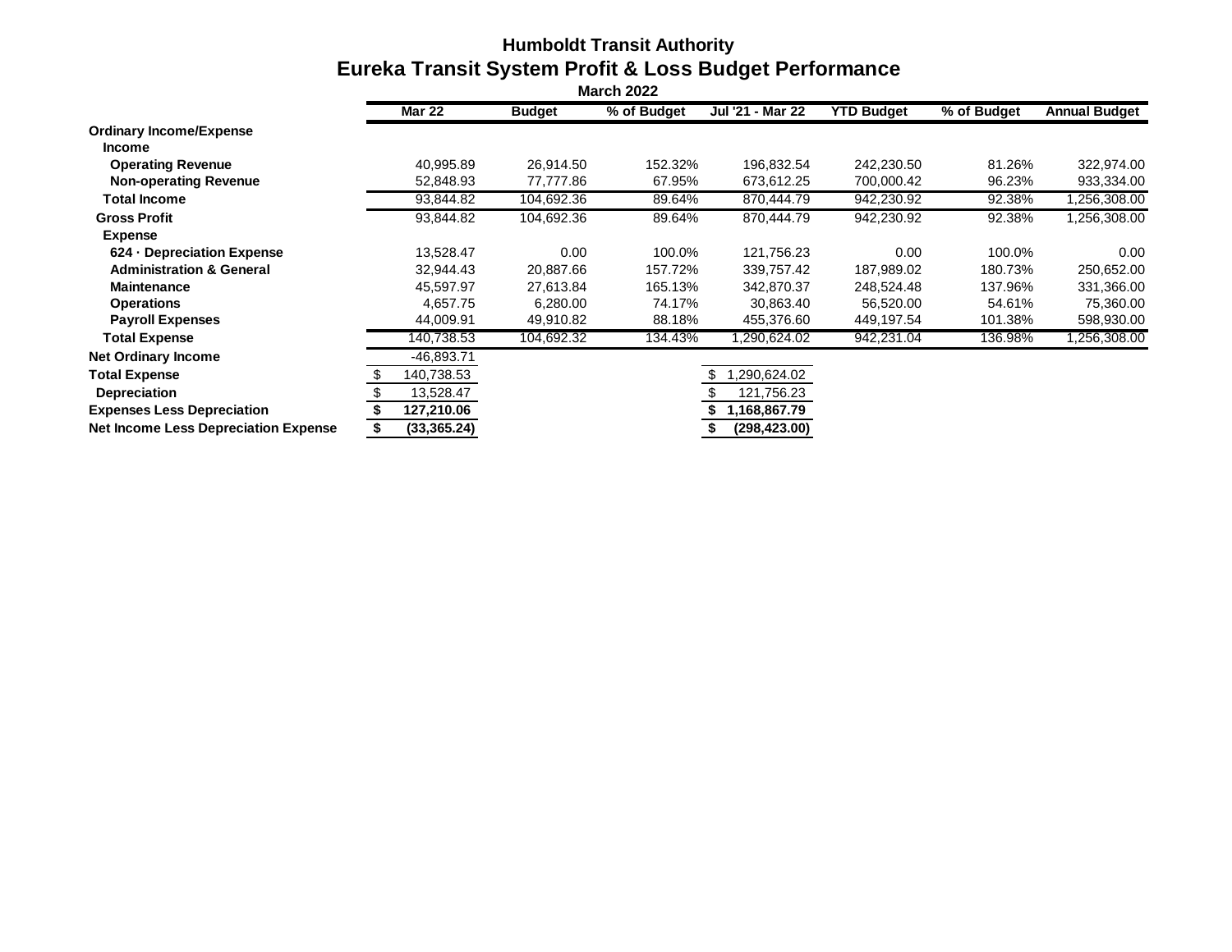## Humboldt Transit Authority

# Eureka Transit System Profit & Loss Budget Performance

**March 2022**

| | Mar 22 | Budget | % of Budget | Jul '21 - Mar 22 | YTD Budget | % of Budget | Annual Budget |
|---|---|---|---|---|---|---|---|
| **Ordinary Income/Expense** | | | | | | | |
| **Income** | | | | | | | |
| **Operating Revenue** | 40,995.89 | 26,914.50 | 152.32% | 196,832.54 | 242,230.50 | 81.26% | 322,974.00 |
| **Non-operating Revenue** | 52,848.93 | 77,777.86 | 67.95% | 673,612.25 | 700,000.42 | 96.23% | 933,334.00 |
| **Total Income** | 93,844.82 | 104,692.36 | 89.64% | 870,444.79 | 942,230.92 | 92.38% | 1,256,308.00 |
| **Gross Profit** | 93,844.82 | 104,692.36 | 89.64% | 870,444.79 | 942,230.92 | 92.38% | 1,256,308.00 |
| **Expense** | | | | | | | |
| **624 · Depreciation Expense** | 13,528.47 | 0.00 | 100.0% | 121,756.23 | 0.00 | 100.0% | 0.00 |
| **Administration & General** | 32,944.43 | 20,887.66 | 157.72% | 339,757.42 | 187,989.02 | 180.73% | 250,652.00 |
| **Maintenance** | 45,597.97 | 27,613.84 | 165.13% | 342,870.37 | 248,524.48 | 137.96% | 331,366.00 |
| **Operations** | 4,657.75 | 6,280.00 | 74.17% | 30,863.40 | 56,520.00 | 54.61% | 75,360.00 |
| **Payroll Expenses** | 44,009.91 | 49,910.82 | 88.18% | 455,376.60 | 449,197.54 | 101.38% | 598,930.00 |
| **Total Expense** | 140,738.53 | 104,692.32 | 134.43% | 1,290,624.02 | 942,231.04 | 136.98% | 1,256,308.00 |
| **Net Ordinary Income** | -46,893.71 | | | | | | |
| **Total Expense** | $ 140,738.53 | | | $ 1,290,624.02 | | | |
| **Depreciation** | $ 13,528.47 | | | $ 121,756.23 | | | |
| **Expenses Less Depreciation** | **$ 127,210.06** | | | **$ 1,168,867.79** | | | |
| **Net Income Less Depreciation Expense** | **$ (33,365.24)** | | | **$ (298,423.00)** | | | |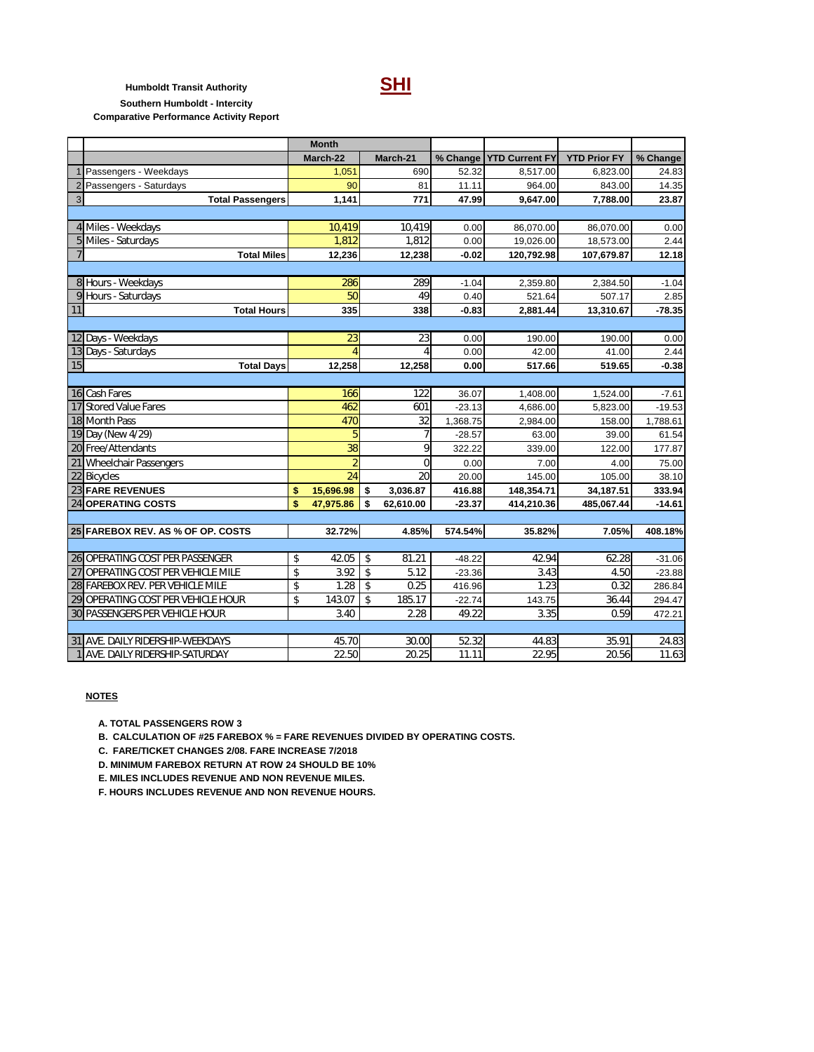**Humboldt Transit Authority**

# SHI

**Southern Humboldt - Intercity**

**Comparative Performance Activity Report**

| | | Month | | | | | |
|---|---|---|---|---|---|---|---|
| | | March-22 | March-21 | % Change | YTD Current FY | YTD Prior FY | % Change |
| 1 | Passengers - Weekdays | 1,051 | 690 | 52.32 | 8,517.00 | 6,823.00 | 24.83 |
| 2 | Passengers - Saturdays | 90 | 81 | 11.11 | 964.00 | 843.00 | 14.35 |
| 3 | **Total Passengers** | **1,141** | **771** | **47.99** | **9,647.00** | **7,788.00** | **23.87** |
| | | | | | | | |
| 4 | Miles - Weekdays | 10,419 | 10,419 | 0.00 | 86,070.00 | 86,070.00 | 0.00 |
| 5 | Miles - Saturdays | 1,812 | 1,812 | 0.00 | 19,026.00 | 18,573.00 | 2.44 |
| 7 | **Total Miles** | **12,236** | **12,238** | **-0.02** | **120,792.98** | **107,679.87** | **12.18** |
| | | | | | | | |
| 8 | Hours - Weekdays | 286 | 289 | -1.04 | 2,359.80 | 2,384.50 | -1.04 |
| 9 | Hours - Saturdays | 50 | 49 | 0.40 | 521.64 | 507.17 | 2.85 |
| 11 | **Total Hours** | **335** | **338** | **-0.83** | **2,881.44** | **13,310.67** | **-78.35** |
| | | | | | | | |
| 12 | Days - Weekdays | 23 | 23 | 0.00 | 190.00 | 190.00 | 0.00 |
| 13 | Days - Saturdays | 4 | 4 | 0.00 | 42.00 | 41.00 | 2.44 |
| 15 | **Total Days** | **12,258** | **12,258** | **0.00** | **517.66** | **519.65** | **-0.38** |
| | | | | | | | |
| 16 | Cash Fares | 166 | 122 | 36.07 | 1,408.00 | 1,524.00 | -7.61 |
| 17 | Stored Value Fares | 462 | 601 | -23.13 | 4,686.00 | 5,823.00 | -19.53 |
| 18 | Month Pass | 470 | 32 | 1,368.75 | 2,984.00 | 158.00 | 1,788.61 |
| 19 | Day (New 4/29) | 5 | 7 | -28.57 | 63.00 | 39.00 | 61.54 |
| 20 | Free/Attendants | 38 | 9 | 322.22 | 339.00 | 122.00 | 177.87 |
| 21 | Wheelchair Passengers | 2 | 0 | 0.00 | 7.00 | 4.00 | 75.00 |
| 22 | Bicycles | 24 | 20 | 20.00 | 145.00 | 105.00 | 38.10 |
| 23 | **FARE REVENUES** | **$ 15,696.98** | **$ 3,036.87** | **416.88** | **148,354.71** | **34,187.51** | **333.94** |
| 24 | **OPERATING COSTS** | **$ 47,975.86** | **$ 62,610.00** | **-23.37** | **414,210.36** | **485,067.44** | **-14.61** |
| | | | | | | | |
| 25 | **FAREBOX REV. AS % OF OP. COSTS** | **32.72%** | **4.85%** | **574.54%** | **35.82%** | **7.05%** | **408.18%** |
| | | | | | | | |
| 26 | OPERATING COST PER PASSENGER | $ 42.05 | $ 81.21 | -48.22 | 42.94 | 62.28 | -31.06 |
| 27 | OPERATING COST PER VEHICLE MILE | $ 3.92 | $ 5.12 | -23.36 | 3.43 | 4.50 | -23.88 |
| 28 | FAREBOX REV. PER VEHICLE MILE | $ 1.28 | $ 0.25 | 416.96 | 1.23 | 0.32 | 286.84 |
| 29 | OPERATING COST PER VEHICLE HOUR | $ 143.07 | $ 185.17 | -22.74 | 143.75 | 36.44 | 294.47 |
| 30 | PASSENGERS PER VEHICLE HOUR | 3.40 | 2.28 | 49.22 | 3.35 | 0.59 | 472.21 |
| | | | | | | | |
| 31 | AVE. DAILY RIDERSHIP-WEEKDAYS | 45.70 | 30.00 | 52.32 | 44.83 | 35.91 | 24.83 |
| 1 | AVE. DAILY RIDERSHIP-SATURDAY | 22.50 | 20.25 | 11.11 | 22.95 | 20.56 | 11.63 |

**NOTES**

**A. TOTAL PASSENGERS ROW 3**

**B. CALCULATION OF #25 FAREBOX % = FARE REVENUES DIVIDED BY OPERATING COSTS.**

**C. FARE/TICKET CHANGES 2/08. FARE INCREASE 7/2018**

**D. MINIMUM FAREBOX RETURN AT ROW 24 SHOULD BE 10%**

**E. MILES INCLUDES REVENUE AND NON REVENUE MILES.**

**F. HOURS INCLUDES REVENUE AND NON REVENUE HOURS.**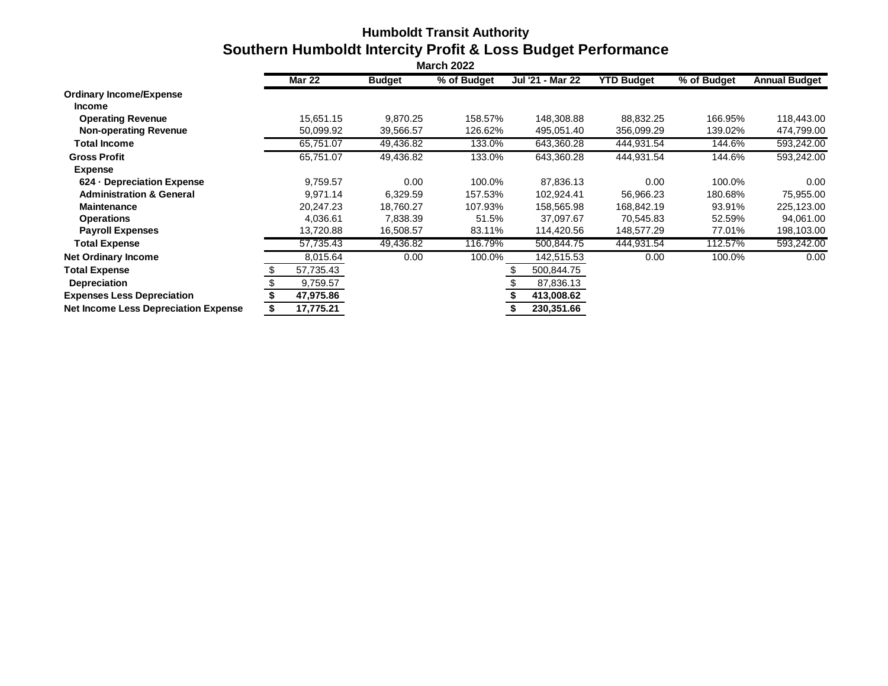# Humboldt Transit Authority

## Southern Humboldt Intercity Profit & Loss Budget Performance

**March 2022**

| | Mar 22 | Budget | % of Budget | Jul '21 - Mar 22 | YTD Budget | % of Budget | Annual Budget |
|---|---|---|---|---|---|---|---|
| **Ordinary Income/Expense** | | | | | | | |
| **Income** | | | | | | | |
| **Operating Revenue** | 15,651.15 | 9,870.25 | 158.57% | 148,308.88 | 88,832.25 | 166.95% | 118,443.00 |
| **Non-operating Revenue** | 50,099.92 | 39,566.57 | 126.62% | 495,051.40 | 356,099.29 | 139.02% | 474,799.00 |
| **Total Income** | 65,751.07 | 49,436.82 | 133.0% | 643,360.28 | 444,931.54 | 144.6% | 593,242.00 |
| **Gross Profit** | 65,751.07 | 49,436.82 | 133.0% | 643,360.28 | 444,931.54 | 144.6% | 593,242.00 |
| **Expense** | | | | | | | |
| **624 · Depreciation Expense** | 9,759.57 | 0.00 | 100.0% | 87,836.13 | 0.00 | 100.0% | 0.00 |
| **Administration & General** | 9,971.14 | 6,329.59 | 157.53% | 102,924.41 | 56,966.23 | 180.68% | 75,955.00 |
| **Maintenance** | 20,247.23 | 18,760.27 | 107.93% | 158,565.98 | 168,842.19 | 93.91% | 225,123.00 |
| **Operations** | 4,036.61 | 7,838.39 | 51.5% | 37,097.67 | 70,545.83 | 52.59% | 94,061.00 |
| **Payroll Expenses** | 13,720.88 | 16,508.57 | 83.11% | 114,420.56 | 148,577.29 | 77.01% | 198,103.00 |
| **Total Expense** | 57,735.43 | 49,436.82 | 116.79% | 500,844.75 | 444,931.54 | 112.57% | 593,242.00 |
| **Net Ordinary Income** | 8,015.64 | 0.00 | 100.0% | 142,515.53 | 0.00 | 100.0% | 0.00 |
| **Total Expense** | $ 57,735.43 | | | $ 500,844.75 | | | |
| **Depreciation** | $ 9,759.57 | | | $ 87,836.13 | | | |
| **Expenses Less Depreciation** | **$ 47,975.86** | | | **$ 413,008.62** | | | |
| **Net Income Less Depreciation Expense** | **$ 17,775.21** | | | **$ 230,351.66** | | | |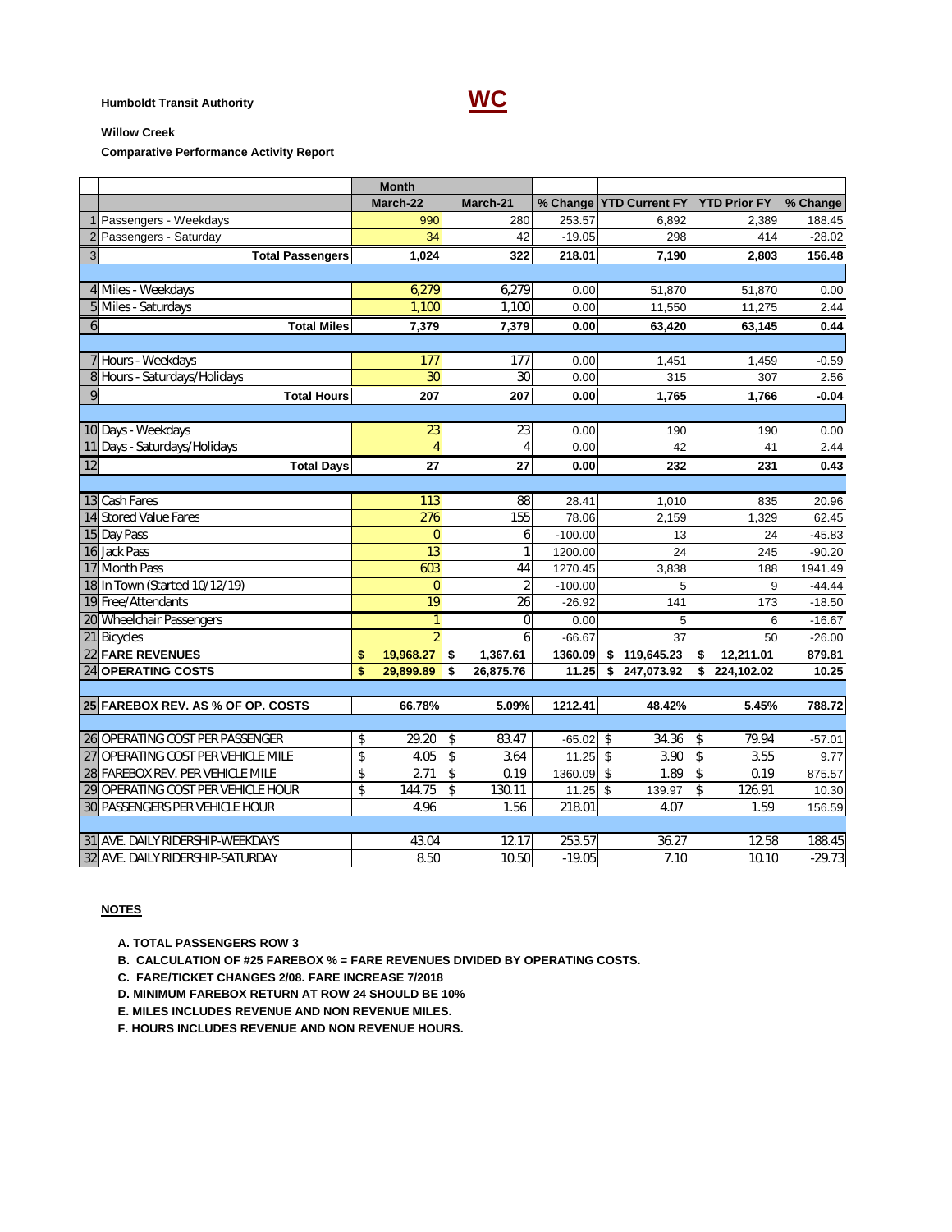**Humboldt Transit Authority**

# WC

**Willow Creek**

**Comparative Performance Activity Report**

| | | Month | | | | | |
|---|---|---|---|---|---|---|---|
| | | March-22 | March-21 | % Change | YTD Current FY | YTD Prior FY | % Change |
| 1 | Passengers - Weekdays | 990 | 280 | 253.57 | 6,892 | 2,389 | 188.45 |
| 2 | Passengers - Saturday | 34 | 42 | -19.05 | 298 | 414 | -28.02 |
| 3 | **Total Passengers** | **1,024** | **322** | **218.01** | **7,190** | **2,803** | **156.48** |
| | | | | | | | |
| 4 | Miles - Weekdays | 6,279 | 6,279 | 0.00 | 51,870 | 51,870 | 0.00 |
| 5 | Miles - Saturdays | 1,100 | 1,100 | 0.00 | 11,550 | 11,275 | 2.44 |
| 6 | **Total Miles** | **7,379** | **7,379** | **0.00** | **63,420** | **63,145** | **0.44** |
| | | | | | | | |
| 7 | Hours - Weekdays | 177 | 177 | 0.00 | 1,451 | 1,459 | -0.59 |
| 8 | Hours - Saturdays/Holidays | 30 | 30 | 0.00 | 315 | 307 | 2.56 |
| 9 | **Total Hours** | **207** | **207** | **0.00** | **1,765** | **1,766** | **-0.04** |
| | | | | | | | |
| 10 | Days - Weekdays | 23 | 23 | 0.00 | 190 | 190 | 0.00 |
| 11 | Days - Saturdays/Holidays | 4 | 4 | 0.00 | 42 | 41 | 2.44 |
| 12 | **Total Days** | **27** | **27** | **0.00** | **232** | **231** | **0.43** |
| | | | | | | | |
| 13 | Cash Fares | 113 | 88 | 28.41 | 1,010 | 835 | 20.96 |
| 14 | Stored Value Fares | 276 | 155 | 78.06 | 2,159 | 1,329 | 62.45 |
| 15 | Day Pass | 0 | 6 | -100.00 | 13 | 24 | -45.83 |
| 16 | Jack Pass | 13 | 1 | 1200.00 | 24 | 245 | -90.20 |
| 17 | Month Pass | 603 | 44 | 1270.45 | 3,838 | 188 | 1941.49 |
| 18 | In Town (Started 10/12/19) | 0 | 2 | -100.00 | 5 | 9 | -44.44 |
| 19 | Free/Attendants | 19 | 26 | -26.92 | 141 | 173 | -18.50 |
| 20 | Wheelchair Passengers | 1 | 0 | 0.00 | 5 | 6 | -16.67 |
| 21 | Bicycles | 2 | 6 | -66.67 | 37 | 50 | -26.00 |
| 22 | **FARE REVENUES** | **$ 19,968.27** | **$ 1,367.61** | **1360.09** | **$ 119,645.23** | **$ 12,211.01** | **879.81** |
| 24 | **OPERATING COSTS** | **$ 29,899.89** | **$ 26,875.76** | **11.25** | **$ 247,073.92** | **$ 224,102.02** | **10.25** |
| | | | | | | | |
| 25 | **FAREBOX REV. AS % OF OP. COSTS** | **66.78%** | **5.09%** | **1212.41** | **48.42%** | **5.45%** | **788.72** |
| | | | | | | | |
| 26 | OPERATING COST PER PASSENGER | $ 29.20 | $ 83.47 | -65.02 | $ 34.36 | $ 79.94 | -57.01 |
| 27 | OPERATING COST PER VEHICLE MILE | $ 4.05 | $ 3.64 | 11.25 | $ 3.90 | $ 3.55 | 9.77 |
| 28 | FAREBOX REV. PER VEHICLE MILE | $ 2.71 | $ 0.19 | 1360.09 | $ 1.89 | $ 0.19 | 875.57 |
| 29 | OPERATING COST PER VEHICLE HOUR | $ 144.75 | $ 130.11 | 11.25 | $ 139.97 | $ 126.91 | 10.30 |
| 30 | PASSENGERS PER VEHICLE HOUR | 4.96 | 1.56 | 218.01 | 4.07 | 1.59 | 156.59 |
| | | | | | | | |
| 31 | AVE. DAILY RIDERSHIP-WEEKDAYS | 43.04 | 12.17 | 253.57 | 36.27 | 12.58 | 188.45 |
| 32 | AVE. DAILY RIDERSHIP-SATURDAY | 8.50 | 10.50 | -19.05 | 7.10 | 10.10 | -29.73 |

**NOTES**

**A. TOTAL PASSENGERS ROW 3**

**B. CALCULATION OF #25 FAREBOX % = FARE REVENUES DIVIDED BY OPERATING COSTS.**

**C. FARE/TICKET CHANGES 2/08. FARE INCREASE 7/2018**

**D. MINIMUM FAREBOX RETURN AT ROW 24 SHOULD BE 10%**

**E. MILES INCLUDES REVENUE AND NON REVENUE MILES.**

**F. HOURS INCLUDES REVENUE AND NON REVENUE HOURS.**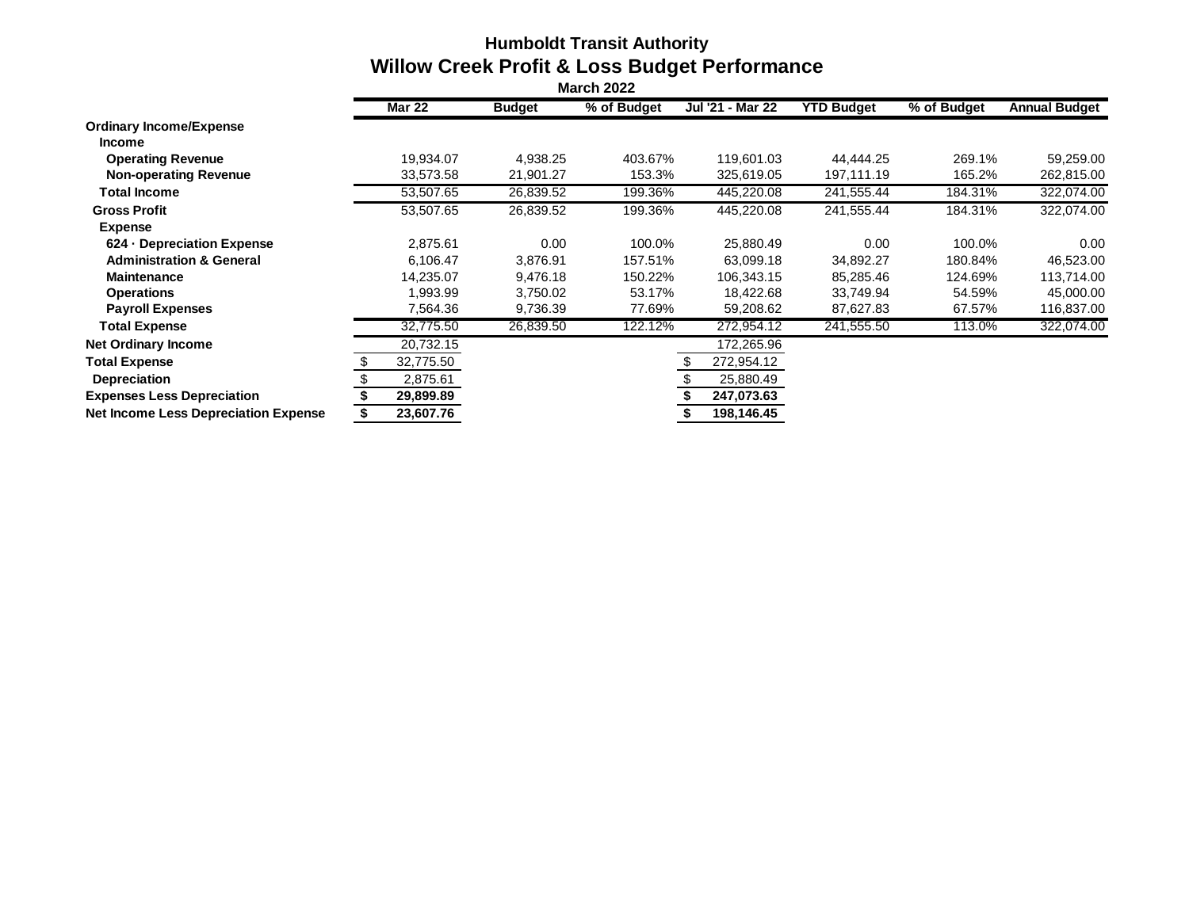# Humboldt Transit Authority

## Willow Creek Profit & Loss Budget Performance

**March 2022**

| | Mar 22 | Budget | % of Budget | Jul '21 - Mar 22 | YTD Budget | % of Budget | Annual Budget |
|---|---|---|---|---|---|---|---|
| **Ordinary Income/Expense** | | | | | | | |
| **Income** | | | | | | | |
| **Operating Revenue** | 19,934.07 | 4,938.25 | 403.67% | 119,601.03 | 44,444.25 | 269.1% | 59,259.00 |
| **Non-operating Revenue** | 33,573.58 | 21,901.27 | 153.3% | 325,619.05 | 197,111.19 | 165.2% | 262,815.00 |
| **Total Income** | 53,507.65 | 26,839.52 | 199.36% | 445,220.08 | 241,555.44 | 184.31% | 322,074.00 |
| **Gross Profit** | 53,507.65 | 26,839.52 | 199.36% | 445,220.08 | 241,555.44 | 184.31% | 322,074.00 |
| **Expense** | | | | | | | |
| **624 · Depreciation Expense** | 2,875.61 | 0.00 | 100.0% | 25,880.49 | 0.00 | 100.0% | 0.00 |
| **Administration & General** | 6,106.47 | 3,876.91 | 157.51% | 63,099.18 | 34,892.27 | 180.84% | 46,523.00 |
| **Maintenance** | 14,235.07 | 9,476.18 | 150.22% | 106,343.15 | 85,285.46 | 124.69% | 113,714.00 |
| **Operations** | 1,993.99 | 3,750.02 | 53.17% | 18,422.68 | 33,749.94 | 54.59% | 45,000.00 |
| **Payroll Expenses** | 7,564.36 | 9,736.39 | 77.69% | 59,208.62 | 87,627.83 | 67.57% | 116,837.00 |
| **Total Expense** | 32,775.50 | 26,839.50 | 122.12% | 272,954.12 | 241,555.50 | 113.0% | 322,074.00 |
| **Net Ordinary Income** | 20,732.15 | | | 172,265.96 | | | |
| **Total Expense** | $ 32,775.50 | | | $ 272,954.12 | | | |
| **Depreciation** | $ 2,875.61 | | | $ 25,880.49 | | | |
| **Expenses Less Depreciation** | **$ 29,899.89** | | | **$ 247,073.63** | | | |
| **Net Income Less Depreciation Expense** | **$ 23,607.76** | | | **$ 198,146.45** | | | |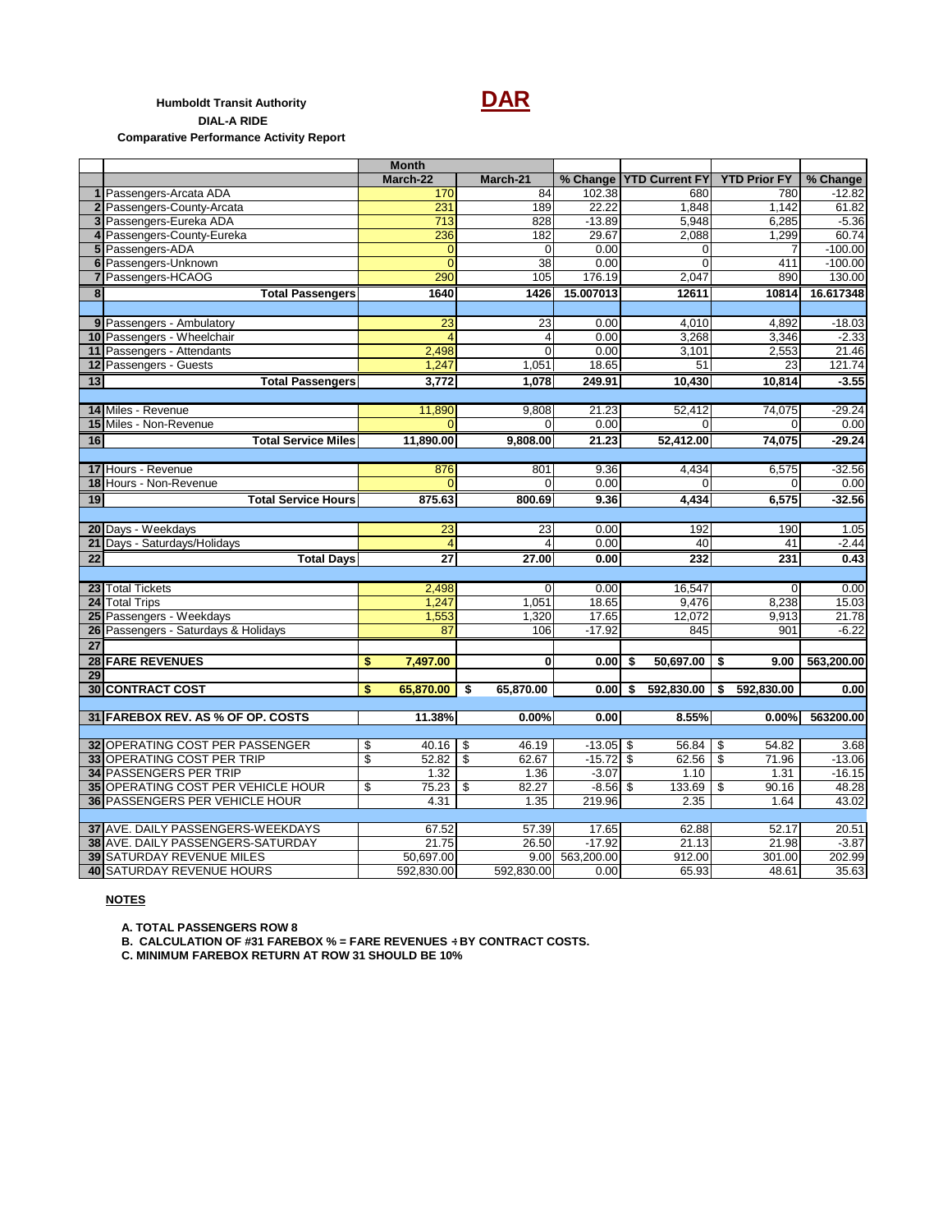**Humboldt Transit Authority**

**DIAL-A RIDE**

**Comparative Performance Activity Report**

# DAR

| | | Month | | | | | |
|---|---|---|---|---|---|---|---|
| | | March-22 | March-21 | % Change | YTD Current FY | YTD Prior FY | % Change |
| 1 | Passengers-Arcata ADA | 170 | 84 | 102.38 | 680 | 780 | -12.82 |
| 2 | Passengers-County-Arcata | 231 | 189 | 22.22 | 1,848 | 1,142 | 61.82 |
| 3 | Passengers-Eureka ADA | 713 | 828 | -13.89 | 5,948 | 6,285 | -5.36 |
| 4 | Passengers-County-Eureka | 236 | 182 | 29.67 | 2,088 | 1,299 | 60.74 |
| 5 | Passengers-ADA | 0 | 0 | 0.00 | 0 | 7 | -100.00 |
| 6 | Passengers-Unknown | 0 | 38 | 0.00 | 0 | 411 | -100.00 |
| 7 | Passengers-HCAOG | 290 | 105 | 176.19 | 2,047 | 890 | 130.00 |
| 8 | **Total Passengers** | **1640** | **1426** | **15.007013** | **12611** | **10814** | **16.617348** |
| | | | | | | | |
| 9 | Passengers - Ambulatory | 23 | 23 | 0.00 | 4,010 | 4,892 | -18.03 |
| 10 | Passengers - Wheelchair | 4 | 4 | 0.00 | 3,268 | 3,346 | -2.33 |
| 11 | Passengers - Attendants | 2,498 | 0 | 0.00 | 3,101 | 2,553 | 21.46 |
| 12 | Passengers - Guests | 1,247 | 1,051 | 18.65 | 51 | 23 | 121.74 |
| 13 | **Total Passengers** | **3,772** | **1,078** | **249.91** | **10,430** | **10,814** | **-3.55** |
| | | | | | | | |
| 14 | Miles - Revenue | 11,890 | 9,808 | 21.23 | 52,412 | 74,075 | -29.24 |
| 15 | Miles - Non-Revenue | 0 | 0 | 0.00 | 0 | 0 | 0.00 |
| 16 | **Total Service Miles** | **11,890.00** | **9,808.00** | **21.23** | **52,412.00** | **74,075** | **-29.24** |
| | | | | | | | |
| 17 | Hours - Revenue | 876 | 801 | 9.36 | 4,434 | 6,575 | -32.56 |
| 18 | Hours - Non-Revenue | 0 | 0 | 0.00 | 0 | 0 | 0.00 |
| 19 | **Total Service Hours** | **875.63** | **800.69** | **9.36** | **4,434** | **6,575** | **-32.56** |
| | | | | | | | |
| 20 | Days - Weekdays | 23 | 23 | 0.00 | 192 | 190 | 1.05 |
| 21 | Days - Saturdays/Holidays | 4 | 4 | 0.00 | 40 | 41 | -2.44 |
| 22 | **Total Days** | **27** | **27.00** | **0.00** | **232** | **231** | **0.43** |
| | | | | | | | |
| 23 | Total Tickets | 2,498 | 0 | 0.00 | 16,547 | 0 | 0.00 |
| 24 | Total Trips | 1,247 | 1,051 | 18.65 | 9,476 | 8,238 | 15.03 |
| 25 | Passengers - Weekdays | 1,553 | 1,320 | 17.65 | 12,072 | 9,913 | 21.78 |
| 26 | Passengers - Saturdays & Holidays | 87 | 106 | -17.92 | 845 | 901 | -6.22 |
| 27 | | | | | | | |
| 28 | **FARE REVENUES** | **$ 7,497.00** | **0** | **0.00** | **$ 50,697.00** | **$ 9.00** | **563,200.00** |
| 29 | | | | | | | |
| 30 | **CONTRACT COST** | **$ 65,870.00** | **$ 65,870.00** | **0.00** | **$ 592,830.00** | **$ 592,830.00** | **0.00** |
| | | | | | | | |
| 31 | **FAREBOX REV. AS % OF OP. COSTS** | **11.38%** | **0.00%** | **0.00** | **8.55%** | **0.00%** | **563200.00** |
| | | | | | | | |
| 32 | OPERATING COST PER PASSENGER | $ 40.16 | $ 46.19 | -13.05 | $ 56.84 | $ 54.82 | 3.68 |
| 33 | OPERATING COST PER TRIP | $ 52.82 | $ 62.67 | -15.72 | $ 62.56 | $ 71.96 | -13.06 |
| 34 | PASSENGERS PER TRIP | 1.32 | 1.36 | -3.07 | 1.10 | 1.31 | -16.15 |
| 35 | OPERATING COST PER VEHICLE HOUR | $ 75.23 | $ 82.27 | -8.56 | $ 133.69 | $ 90.16 | 48.28 |
| 36 | PASSENGERS PER VEHICLE HOUR | 4.31 | 1.35 | 219.96 | 2.35 | 1.64 | 43.02 |
| | | | | | | | |
| 37 | AVE. DAILY PASSENGERS-WEEKDAYS | 67.52 | 57.39 | 17.65 | 62.88 | 52.17 | 20.51 |
| 38 | AVE. DAILY PASSENGERS-SATURDAY | 21.75 | 26.50 | -17.92 | 21.13 | 21.98 | -3.87 |
| 39 | SATURDAY REVENUE MILES | 50,697.00 | 9.00 | 563,200.00 | 912.00 | 301.00 | 202.99 |
| 40 | SATURDAY REVENUE HOURS | 592,830.00 | 592,830.00 | 0.00 | 65.93 | 48.61 | 35.63 |

**NOTES**

**A. TOTAL PASSENGERS ROW 8**

**B. CALCULATION OF #31 FAREBOX % = FARE REVENUES ÷ BY CONTRACT COSTS.**

**C. MINIMUM FAREBOX RETURN AT ROW 31 SHOULD BE 10%**